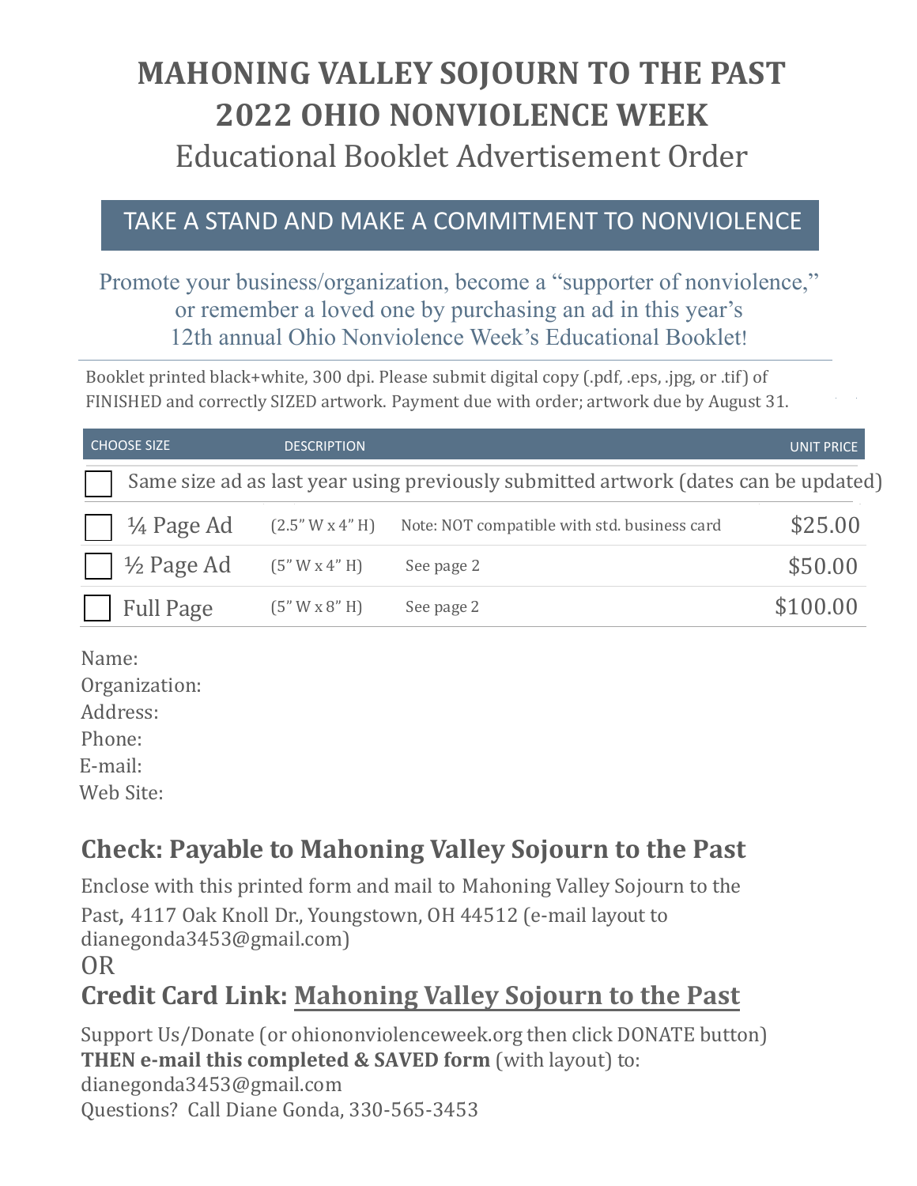# MAHONING VALLEY SOJOURN TO THE PAST
# 2022 OHIO NONVIOLENCE WEEK

## Educational Booklet Advertisement Order

**TAKE A STAND AND MAKE A COMMITMENT TO NONVIOLENCE**

Promote your business/organization, become a "supporter of nonviolence," or remember a loved one by purchasing an ad in this year's 12th annual Ohio Nonviolence Week's Educational Booklet!

Booklet printed black+white, 300 dpi. Please submit digital copy (.pdf, .eps, .jpg, or .tif) of FINISHED and correctly SIZED artwork. Payment due with order; artwork due by August 31.

| CHOOSE SIZE | | DESCRIPTION | UNIT PRICE |
|---|---|---|---|
| ☐ Same size ad as last year using previously submitted artwork (dates can be updated) | | | |
| ☐ ¼ Page Ad | (2.5" W x 4" H) | Note: NOT compatible with std. business card | $25.00 |
| ☐ ½ Page Ad | (5" W x 4" H) | See page 2 | $50.00 |
| ☐ Full Page | (5" W x 8" H) | See page 2 | $100.00 |

Name:
Organization:
Address:
Phone:
E-mail:
Web Site:

## Check: Payable to Mahoning Valley Sojourn to the Past

Enclose with this printed form and mail to Mahoning Valley Sojourn to the Past, 4117 Oak Knoll Dr., Youngstown, OH 44512 (e-mail layout to dianegonda3453@gmail.com)

OR

## Credit Card Link: Mahoning Valley Sojourn to the Past

Support Us/Donate (or ohiononviolenceweek.org then click DONATE button)
**THEN e-mail this completed & SAVED form** (with layout) to: dianegonda3453@gmail.com
Questions? Call Diane Gonda, 330-565-3453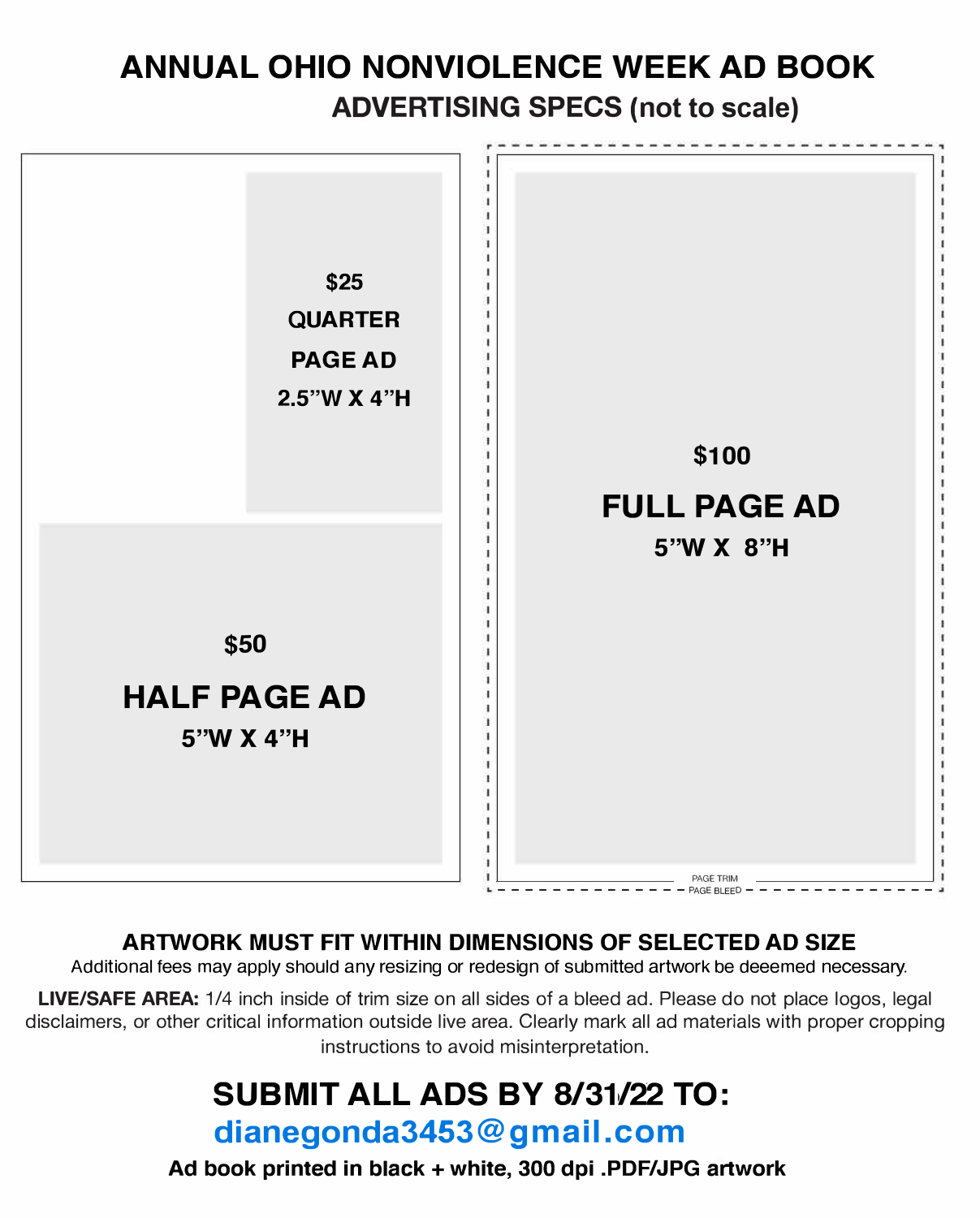# ANNUAL OHIO NONVIOLENCE WEEK AD BOOK

## ADVERTISING SPECS (not to scale)

**$25**
**QUARTER PAGE AD**
**2.5"W X 4"H**

**$50**
**HALF PAGE AD**
**5"W X 4"H**

**$100**
**FULL PAGE AD**
**5"W X 8"H**

PAGE TRIM
PAGE BLEED

**ARTWORK MUST FIT WITHIN DIMENSIONS OF SELECTED AD SIZE**

Additional fees may apply should any resizing or redesign of submitted artwork be deeemed necessary.

**LIVE/SAFE AREA:** 1/4 inch inside of trim size on all sides of a bleed ad. Please do not place logos, legal disclaimers, or other critical information outside live area. Clearly mark all ad materials with proper cropping instructions to avoid misinterpretation.

## SUBMIT ALL ADS BY 8/31/22 TO:

## dianegonda3453@gmail.com

**Ad book printed in black + white, 300 dpi .PDF/JPG artwork**